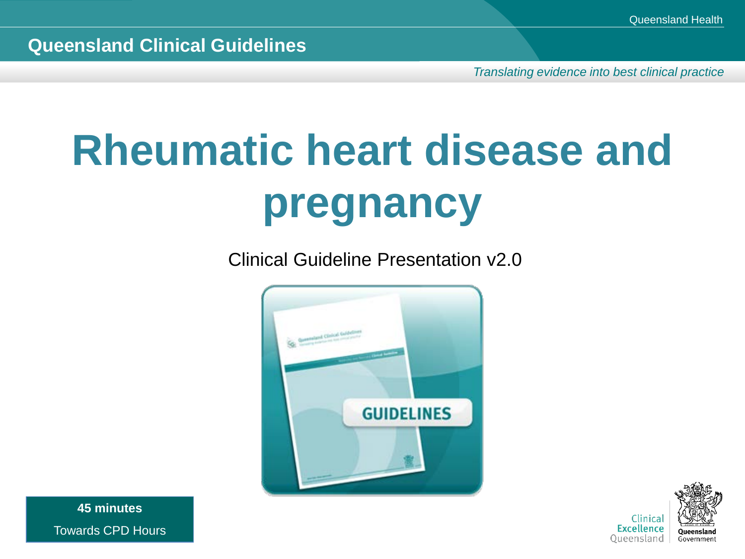Queensland Clinical Guidelines

*Translating evidence into best clinical practice*

# Rheumatic heart disease and pregnancy

Clinical Guideline Presentation v2.0

**45 minutes**

Towards CPD Hours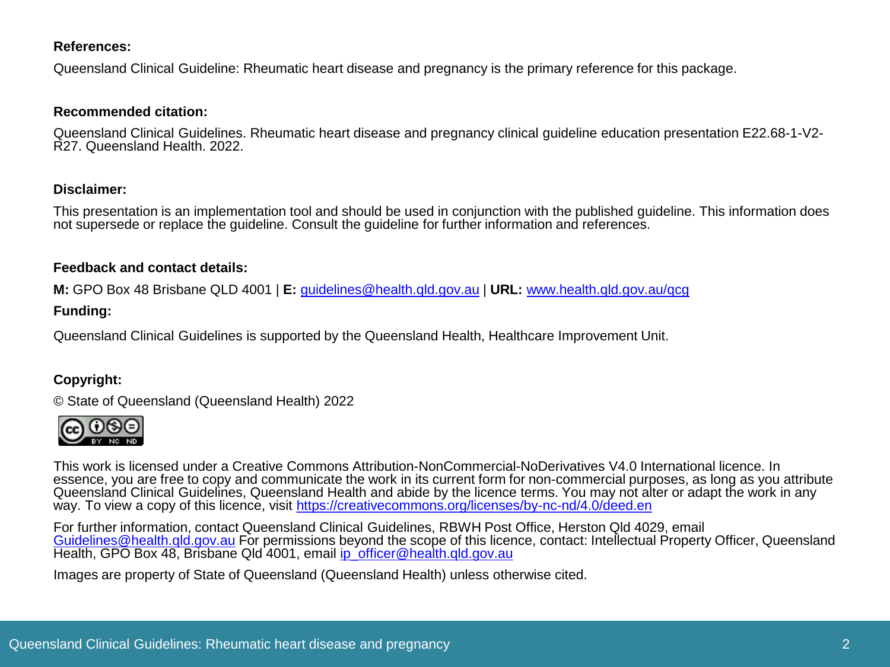**References:**

Queensland Clinical Guideline: Rheumatic heart disease and pregnancy is the primary reference for this package.

**Recommended citation:**

Queensland Clinical Guidelines. Rheumatic heart disease and pregnancy clinical guideline education presentation E22.68-1-V2-R27. Queensland Health. 2022.

**Disclaimer:**

This presentation is an implementation tool and should be used in conjunction with the published guideline. This information does not supersede or replace the guideline. Consult the guideline for further information and references.

**Feedback and contact details:**

**M:** GPO Box 48 Brisbane QLD 4001 | **E:** guidelines@health.qld.gov.au | **URL:** www.health.qld.gov.au/qcg

**Funding:**

Queensland Clinical Guidelines is supported by the Queensland Health, Healthcare Improvement Unit.

**Copyright:**

© State of Queensland (Queensland Health) 2022

This work is licensed under a Creative Commons Attribution-NonCommercial-NoDerivatives V4.0 International licence. In essence, you are free to copy and communicate the work in its current form for non-commercial purposes, as long as you attribute Queensland Clinical Guidelines, Queensland Health and abide by the licence terms. You may not alter or adapt the work in any way. To view a copy of this licence, visit https://creativecommons.org/licenses/by-nc-nd/4.0/deed.en

For further information, contact Queensland Clinical Guidelines, RBWH Post Office, Herston Qld 4029, email Guidelines@health.qld.gov.au For permissions beyond the scope of this licence, contact: Intellectual Property Officer, Queensland Health, GPO Box 48, Brisbane Qld 4001, email ip_officer@health.qld.gov.au

Images are property of State of Queensland (Queensland Health) unless otherwise cited.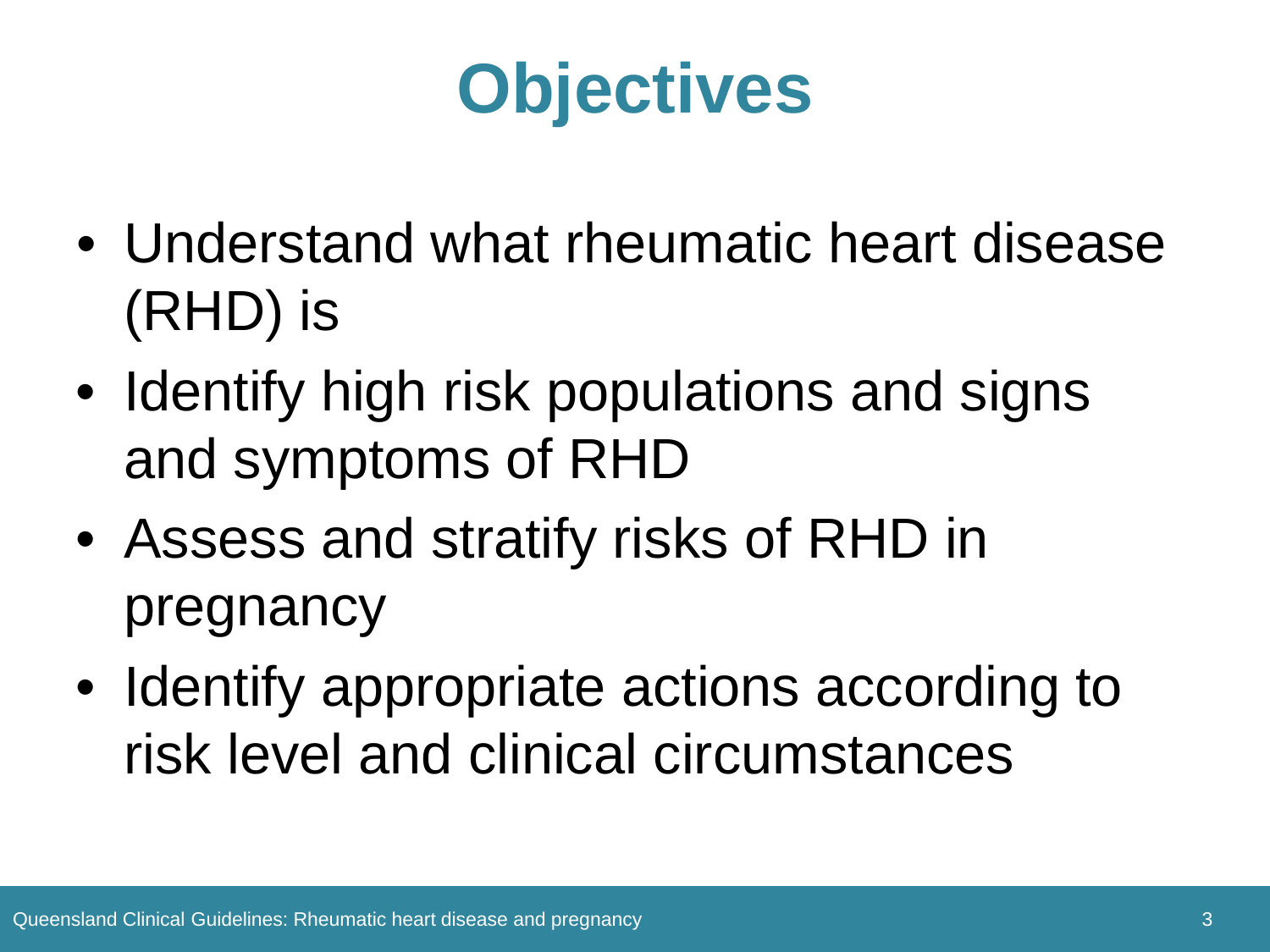# Objectives

- Understand what rheumatic heart disease (RHD) is
- Identify high risk populations and signs and symptoms of RHD
- Assess and stratify risks of RHD in pregnancy
- Identify appropriate actions according to risk level and clinical circumstances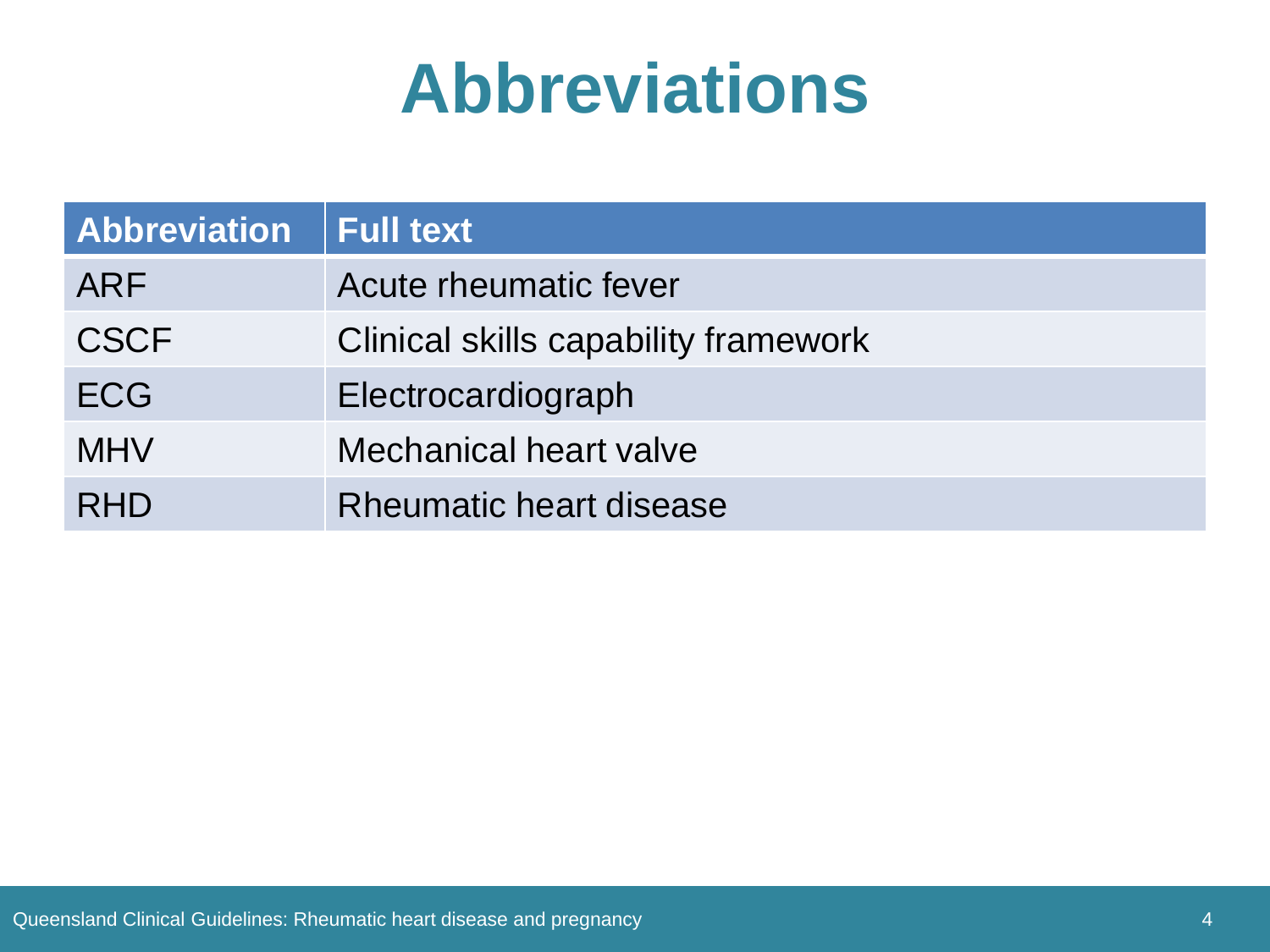# Abbreviations

| Abbreviation | Full text |
|---|---|
| ARF | Acute rheumatic fever |
| CSCF | Clinical skills capability framework |
| ECG | Electrocardiograph |
| MHV | Mechanical heart valve |
| RHD | Rheumatic heart disease |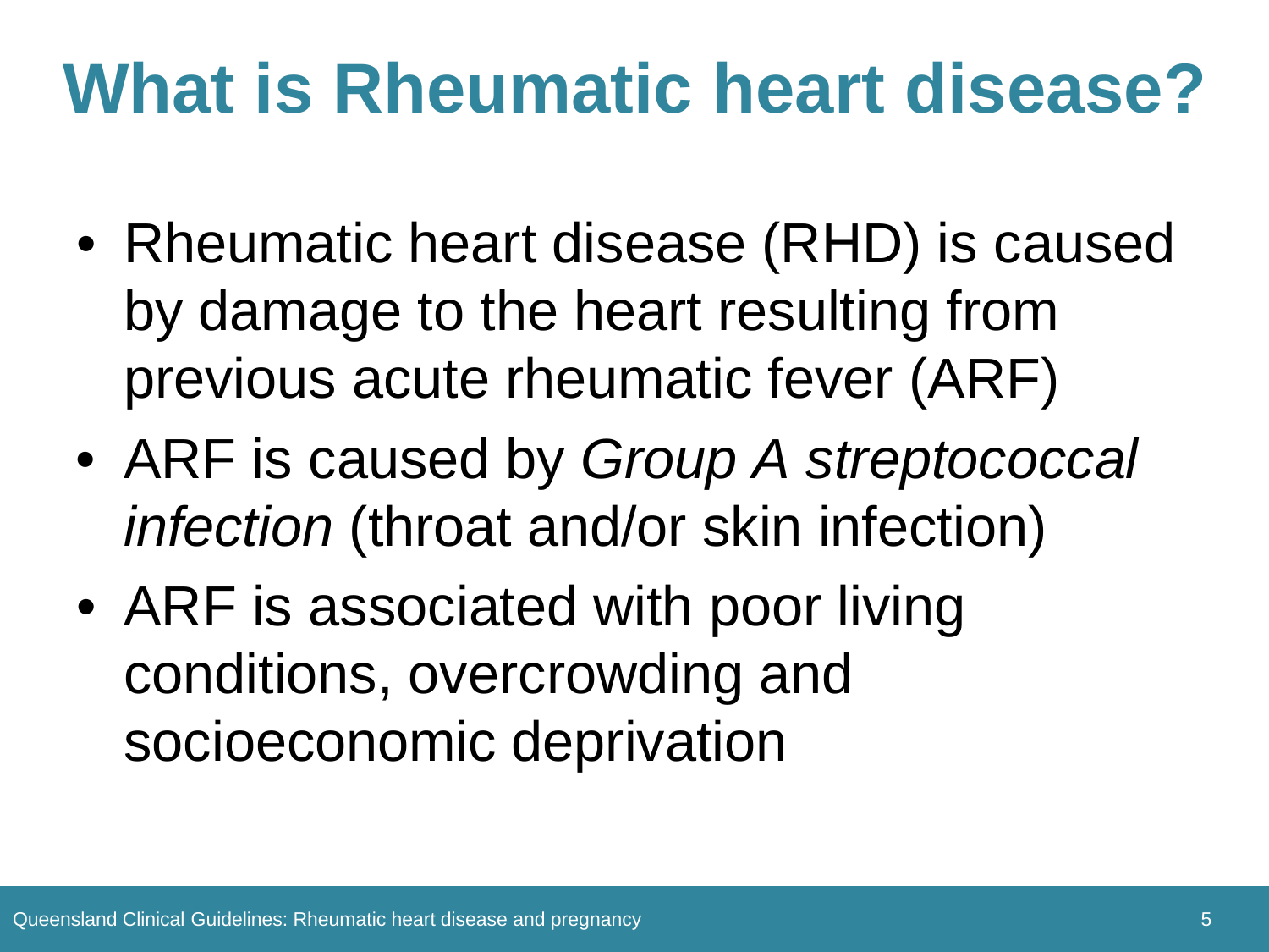# What is Rheumatic heart disease?

- Rheumatic heart disease (RHD) is caused by damage to the heart resulting from previous acute rheumatic fever (ARF)
- ARF is caused by *Group A streptococcal infection* (throat and/or skin infection)
- ARF is associated with poor living conditions, overcrowding and socioeconomic deprivation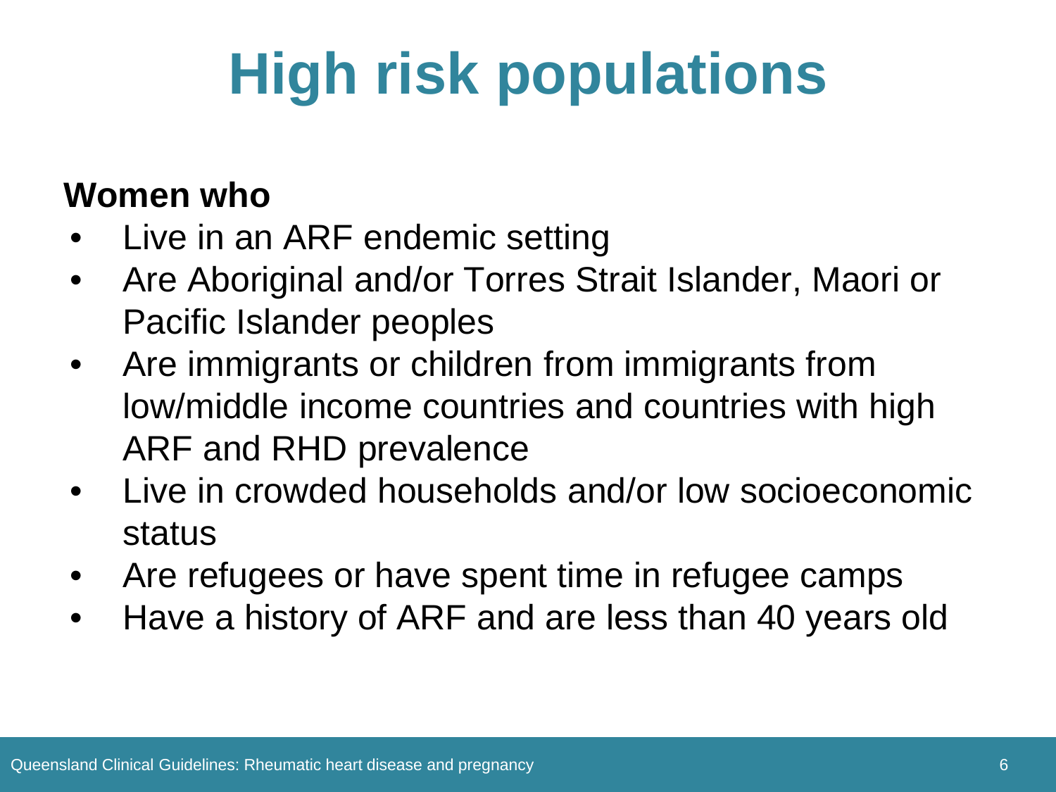# High risk populations

**Women who**

- Live in an ARF endemic setting
- Are Aboriginal and/or Torres Strait Islander, Maori or Pacific Islander peoples
- Are immigrants or children from immigrants from low/middle income countries and countries with high ARF and RHD prevalence
- Live in crowded households and/or low socioeconomic status
- Are refugees or have spent time in refugee camps
- Have a history of ARF and are less than 40 years old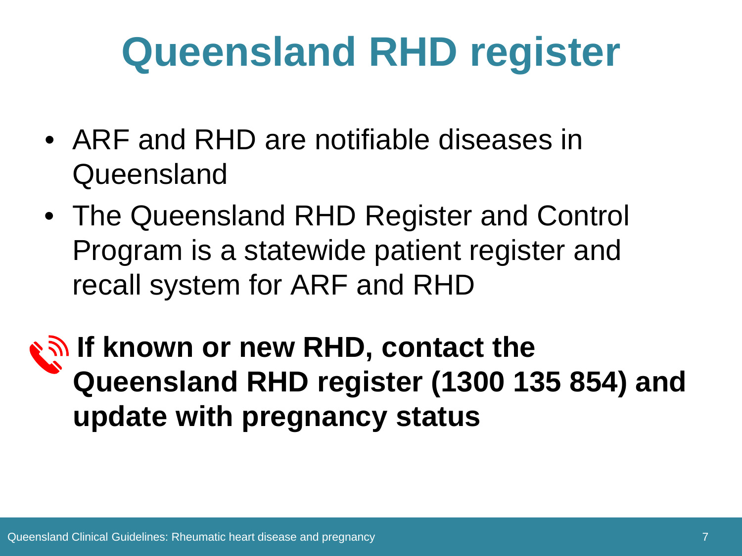# Queensland RHD register

- ARF and RHD are notifiable diseases in Queensland
- The Queensland RHD Register and Control Program is a statewide patient register and recall system for ARF and RHD

**If known or new RHD, contact the Queensland RHD register (1300 135 854) and update with pregnancy status**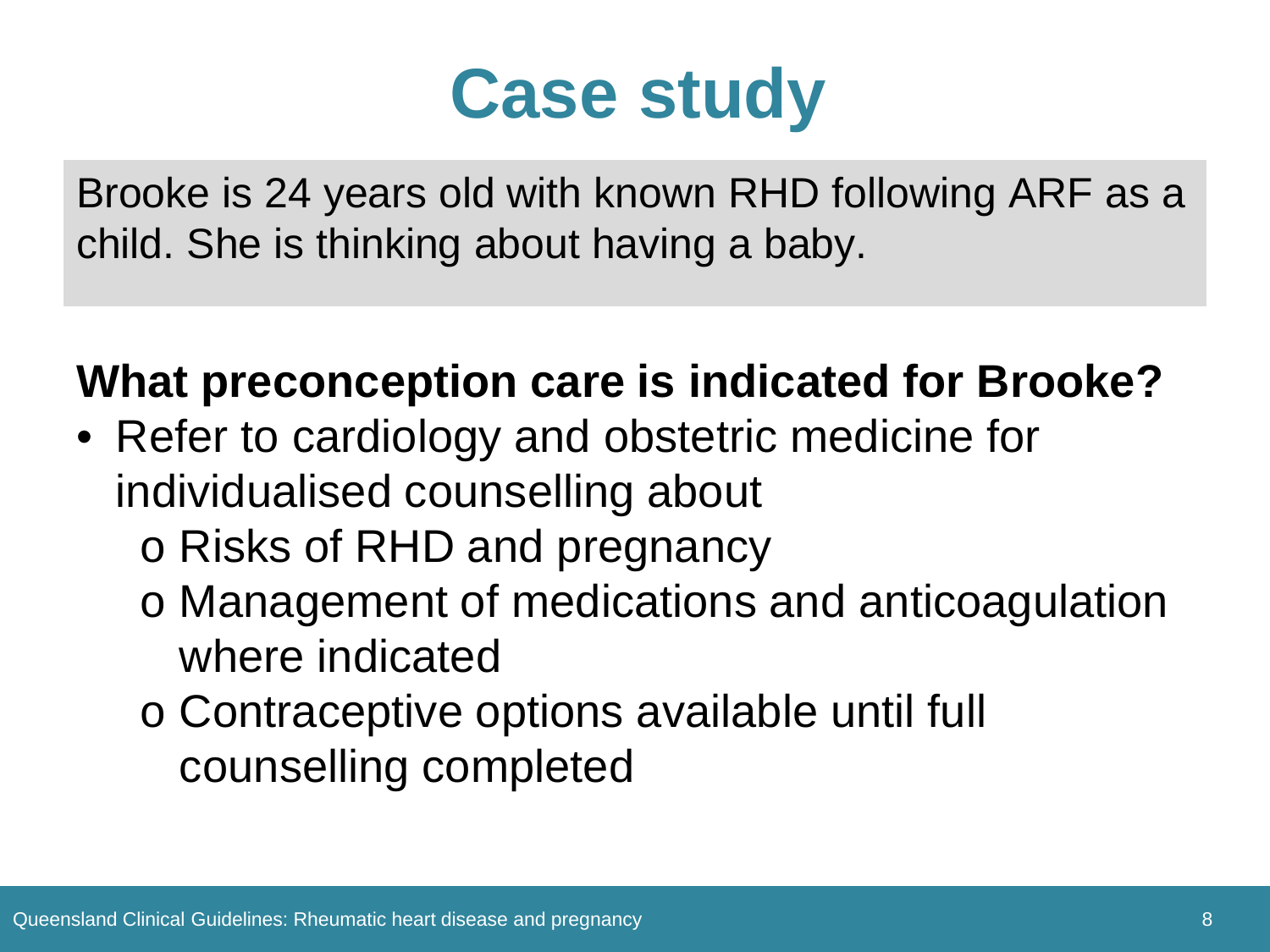# Case study

Brooke is 24 years old with known RHD following ARF as a child. She is thinking about having a baby.

**What preconception care is indicated for Brooke?**

- Refer to cardiology and obstetric medicine for individualised counselling about
  - Risks of RHD and pregnancy
  - Management of medications and anticoagulation where indicated
  - Contraceptive options available until full counselling completed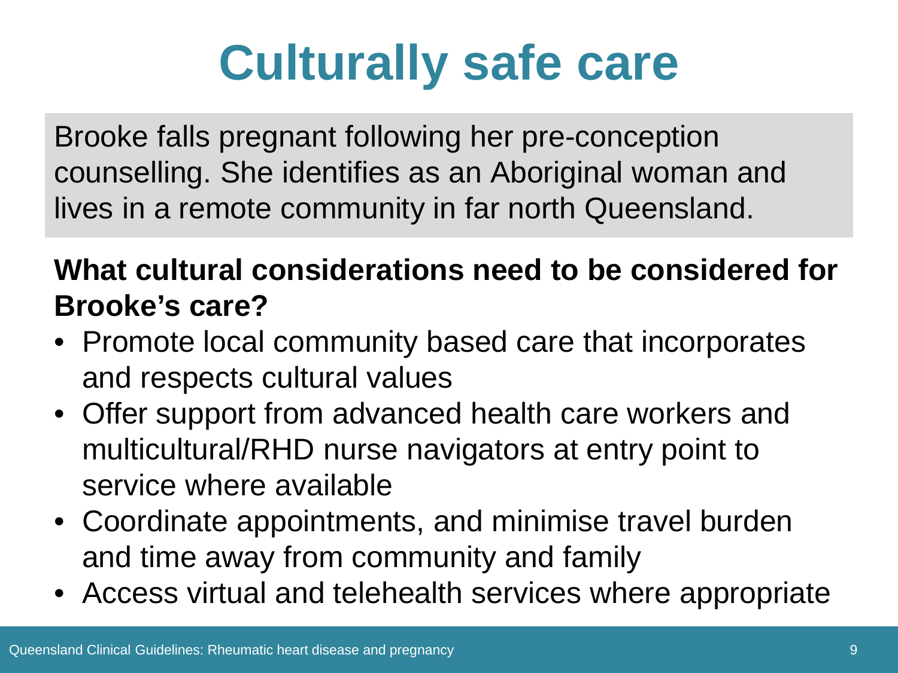# Culturally safe care

Brooke falls pregnant following her pre-conception counselling. She identifies as an Aboriginal woman and lives in a remote community in far north Queensland.

**What cultural considerations need to be considered for Brooke's care?**

- Promote local community based care that incorporates and respects cultural values
- Offer support from advanced health care workers and multicultural/RHD nurse navigators at entry point to service where available
- Coordinate appointments, and minimise travel burden and time away from community and family
- Access virtual and telehealth services where appropriate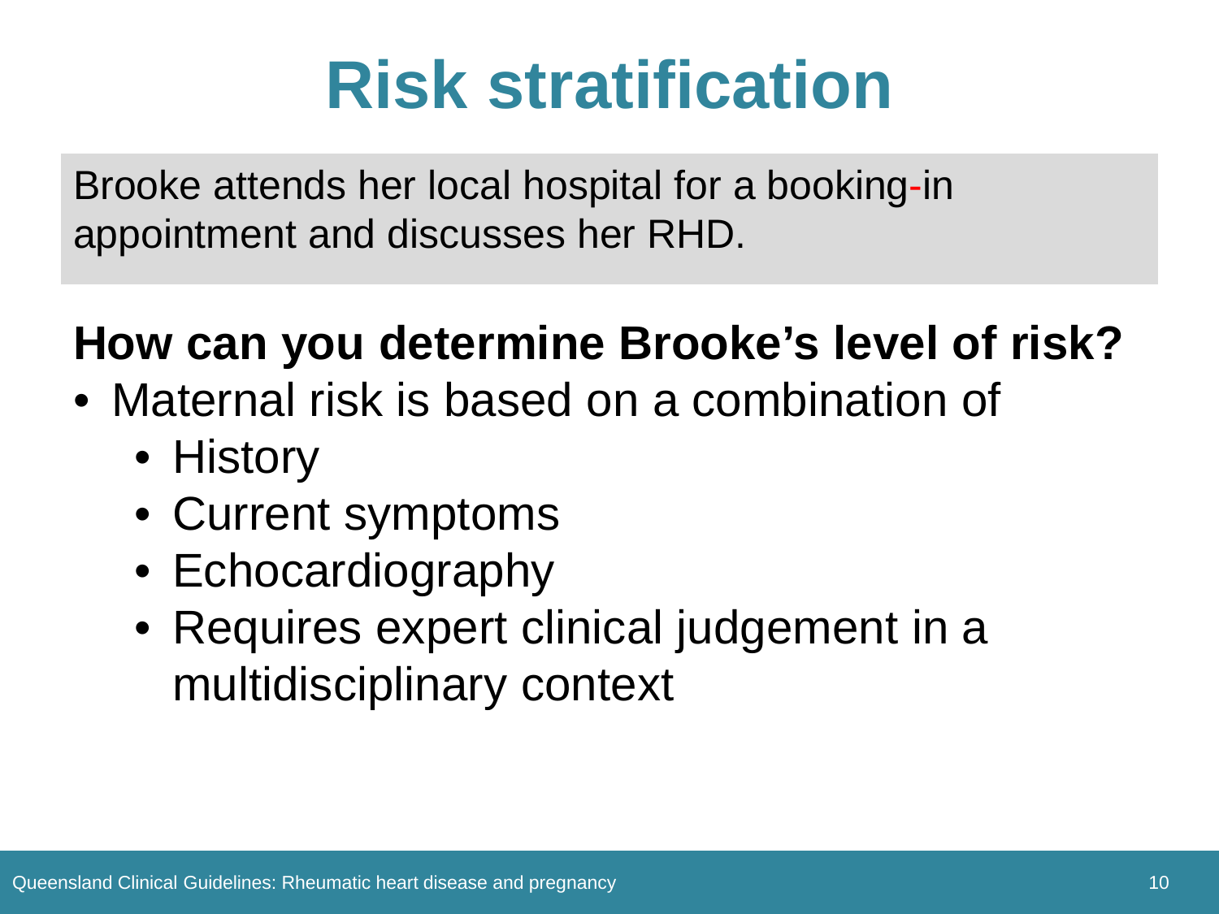# Risk stratification

Brooke attends her local hospital for a booking-in appointment and discusses her RHD.

**How can you determine Brooke's level of risk?**

- Maternal risk is based on a combination of
  - History
  - Current symptoms
  - Echocardiography
  - Requires expert clinical judgement in a multidisciplinary context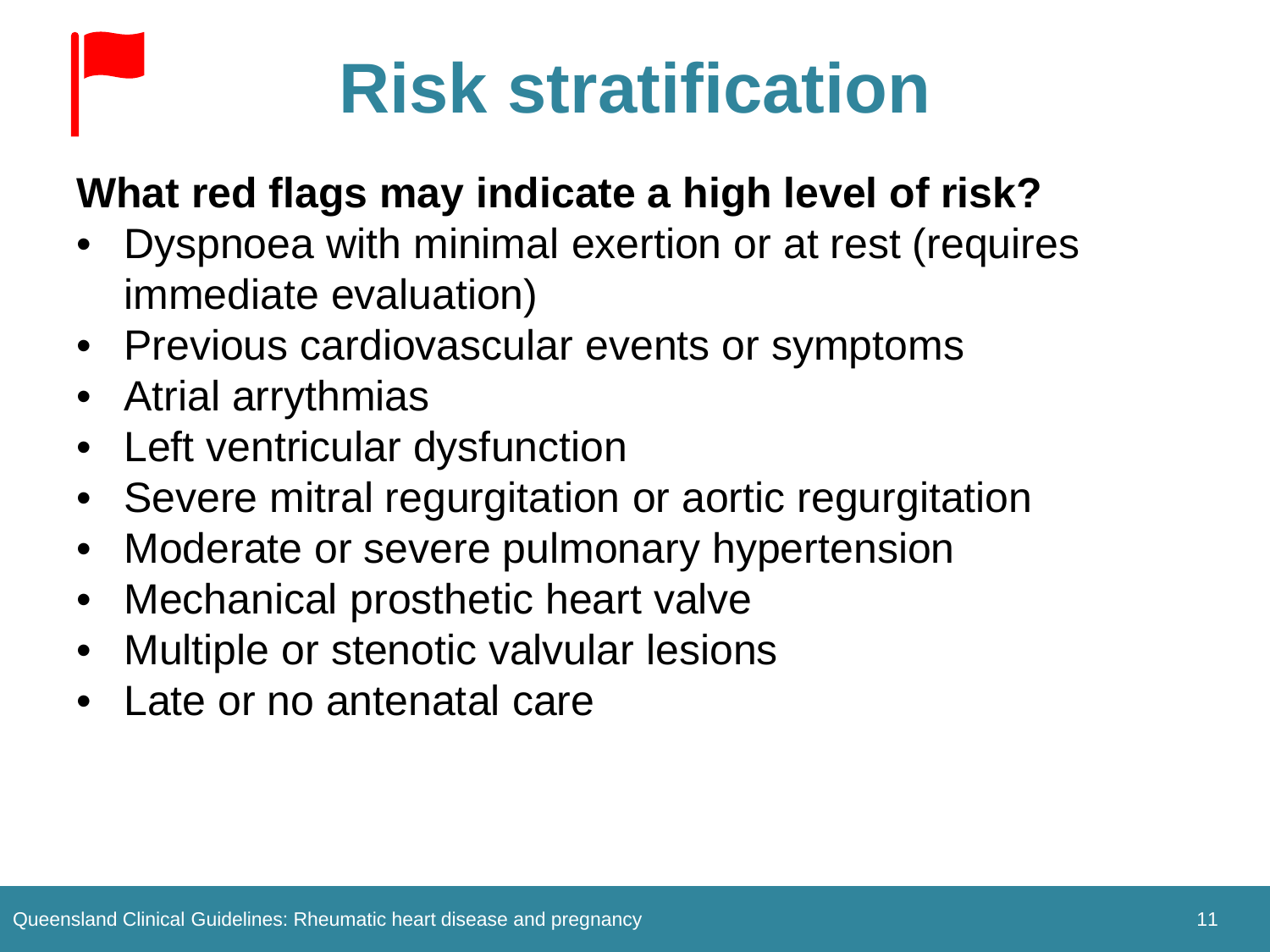# Risk stratification

**What red flags may indicate a high level of risk?**

- Dyspnoea with minimal exertion or at rest (requires immediate evaluation)
- Previous cardiovascular events or symptoms
- Atrial arrythmias
- Left ventricular dysfunction
- Severe mitral regurgitation or aortic regurgitation
- Moderate or severe pulmonary hypertension
- Mechanical prosthetic heart valve
- Multiple or stenotic valvular lesions
- Late or no antenatal care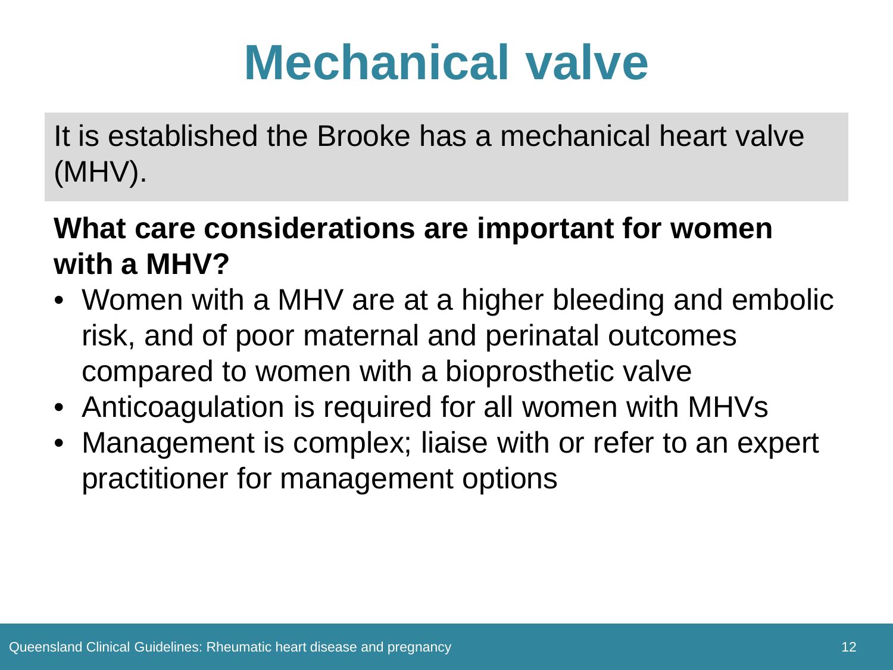# Mechanical valve

It is established the Brooke has a mechanical heart valve (MHV).

**What care considerations are important for women with a MHV?**

- Women with a MHV are at a higher bleeding and embolic risk, and of poor maternal and perinatal outcomes compared to women with a bioprosthetic valve
- Anticoagulation is required for all women with MHVs
- Management is complex; liaise with or refer to an expert practitioner for management options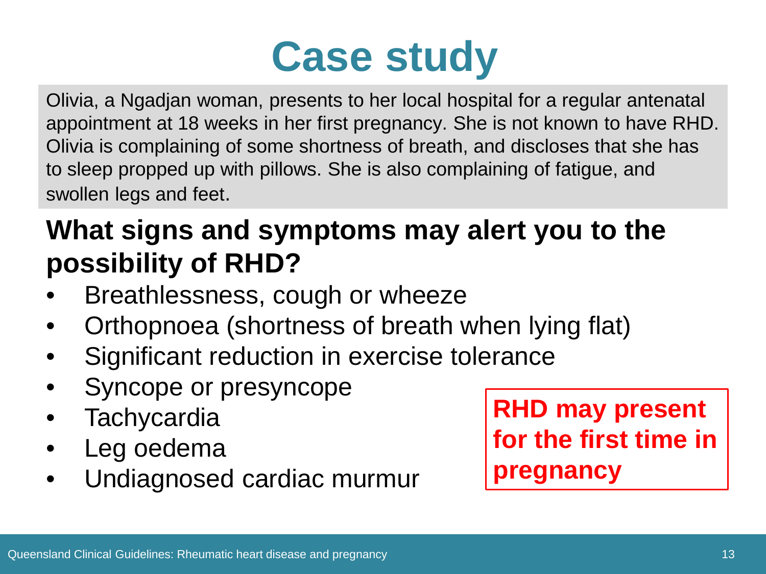# Case study

Olivia, a Ngadjan woman, presents to her local hospital for a regular antenatal appointment at 18 weeks in her first pregnancy. She is not known to have RHD. Olivia is complaining of some shortness of breath, and discloses that she has to sleep propped up with pillows. She is also complaining of fatigue, and swollen legs and feet.

## What signs and symptoms may alert you to the possibility of RHD?

- Breathlessness, cough or wheeze
- Orthopnoea (shortness of breath when lying flat)
- Significant reduction in exercise tolerance
- Syncope or presyncope
- Tachycardia
- Leg oedema
- Undiagnosed cardiac murmur

**RHD may present for the first time in pregnancy**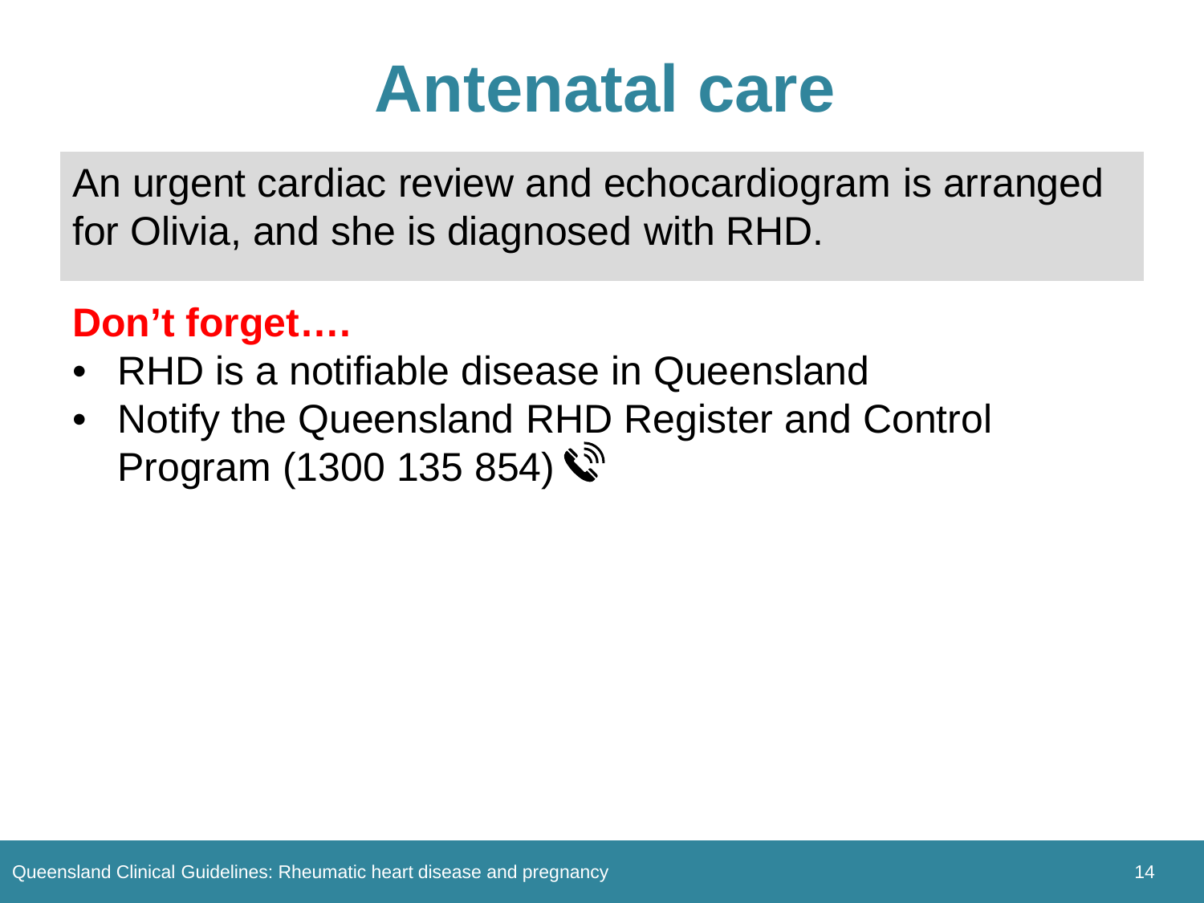# Antenatal care

An urgent cardiac review and echocardiogram is arranged for Olivia, and she is diagnosed with RHD.

**Don't forget….**

- RHD is a notifiable disease in Queensland
- Notify the Queensland RHD Register and Control Program (1300 135 854)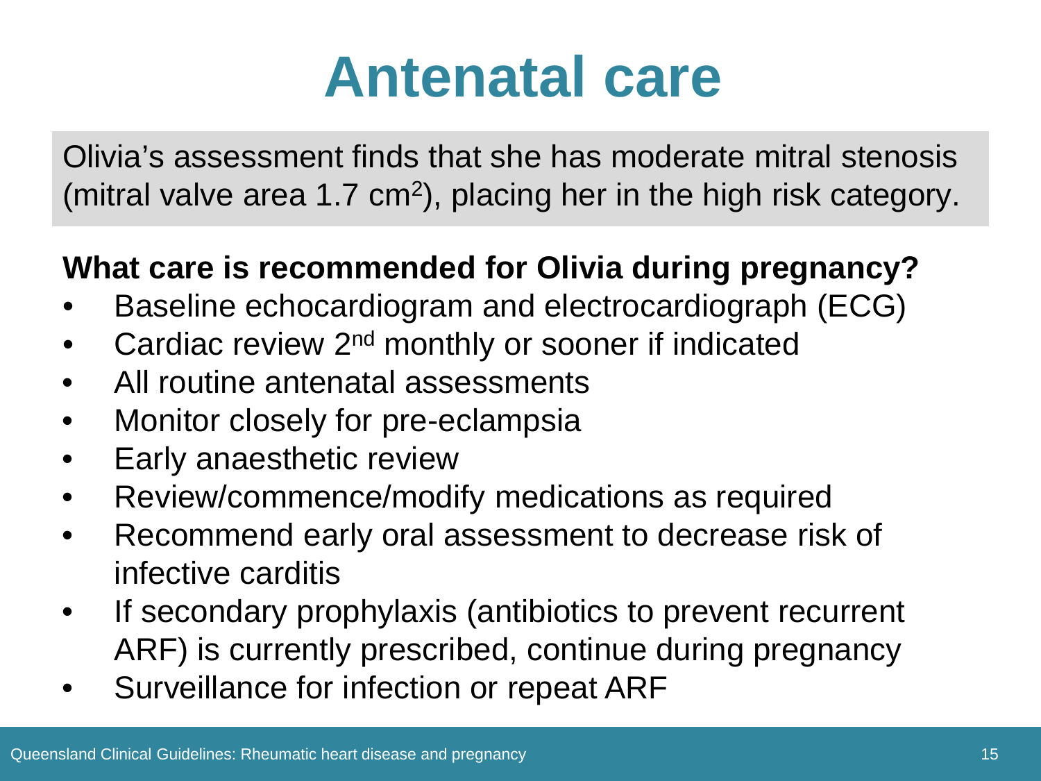# Antenatal care

Olivia's assessment finds that she has moderate mitral stenosis (mitral valve area 1.7 $cm^2$), placing her in the high risk category.

**What care is recommended for Olivia during pregnancy?**

- Baseline echocardiogram and electrocardiograph (ECG)
- Cardiac review 2nd monthly or sooner if indicated
- All routine antenatal assessments
- Monitor closely for pre-eclampsia
- Early anaesthetic review
- Review/commence/modify medications as required
- Recommend early oral assessment to decrease risk of infective carditis
- If secondary prophylaxis (antibiotics to prevent recurrent ARF) is currently prescribed, continue during pregnancy
- Surveillance for infection or repeat ARF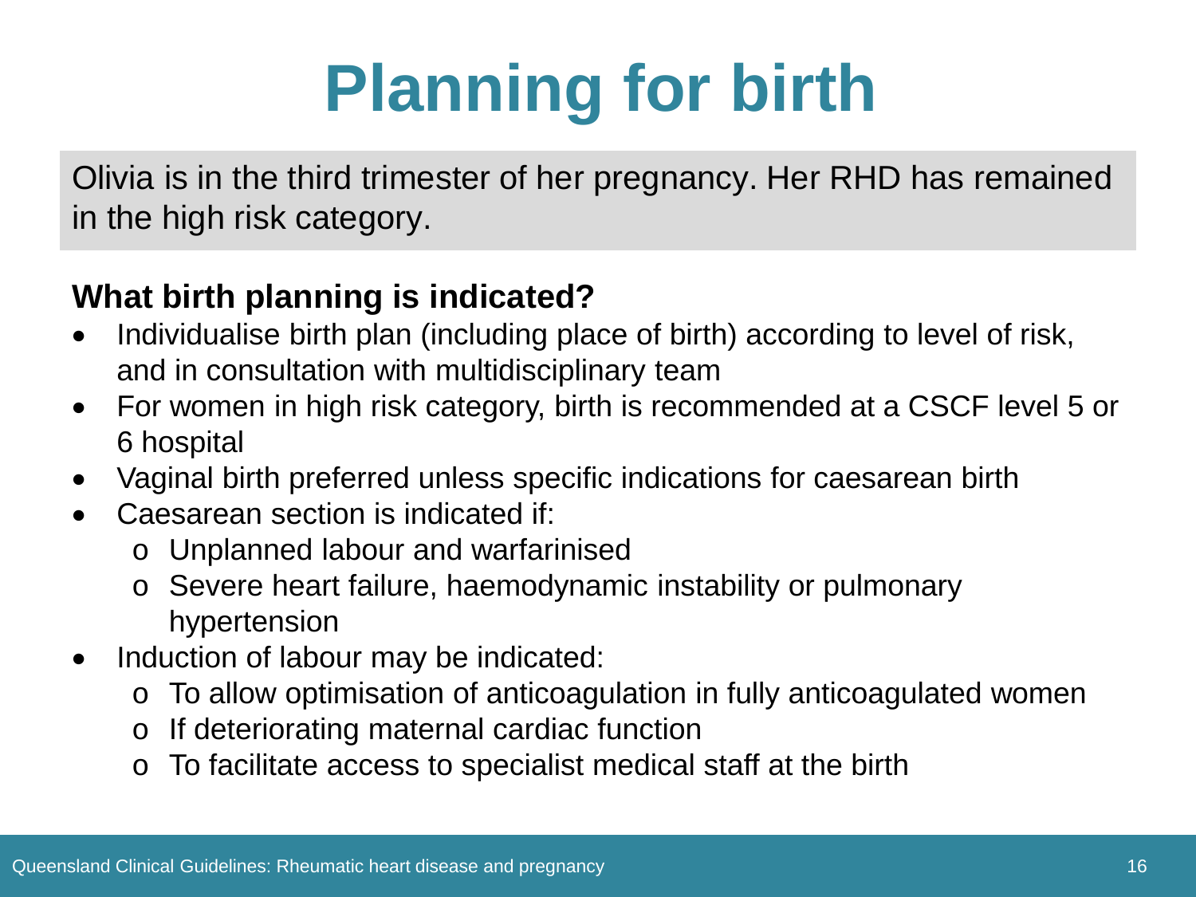# Planning for birth

Olivia is in the third trimester of her pregnancy. Her RHD has remained in the high risk category.

**What birth planning is indicated?**

- Individualise birth plan (including place of birth) according to level of risk, and in consultation with multidisciplinary team
- For women in high risk category, birth is recommended at a CSCF level 5 or 6 hospital
- Vaginal birth preferred unless specific indications for caesarean birth
- Caesarean section is indicated if:
  - Unplanned labour and warfarinised
  - Severe heart failure, haemodynamic instability or pulmonary hypertension
- Induction of labour may be indicated:
  - To allow optimisation of anticoagulation in fully anticoagulated women
  - If deteriorating maternal cardiac function
  - To facilitate access to specialist medical staff at the birth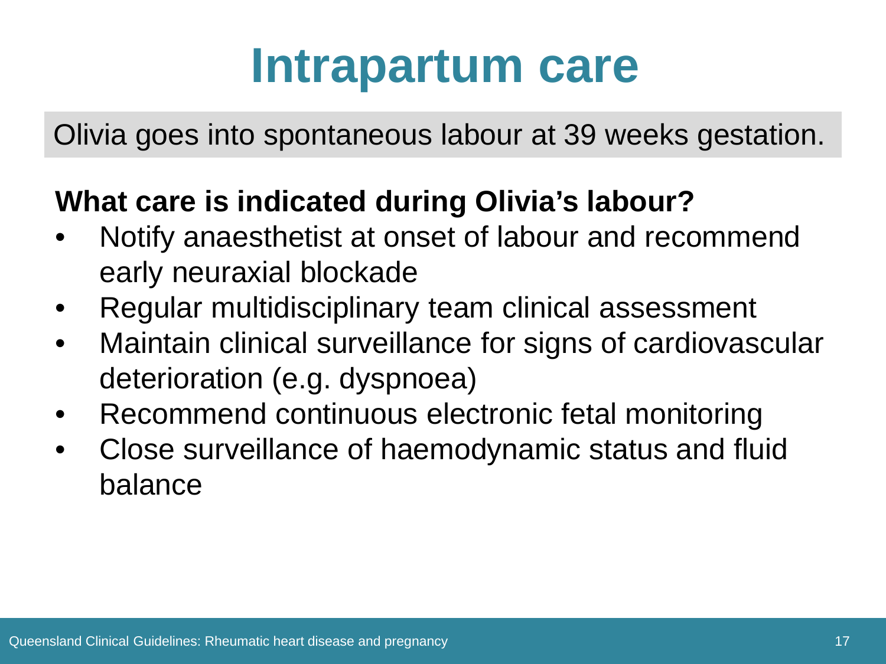# Intrapartum care

Olivia goes into spontaneous labour at 39 weeks gestation.

**What care is indicated during Olivia's labour?**

- Notify anaesthetist at onset of labour and recommend early neuraxial blockade
- Regular multidisciplinary team clinical assessment
- Maintain clinical surveillance for signs of cardiovascular deterioration (e.g. dyspnoea)
- Recommend continuous electronic fetal monitoring
- Close surveillance of haemodynamic status and fluid balance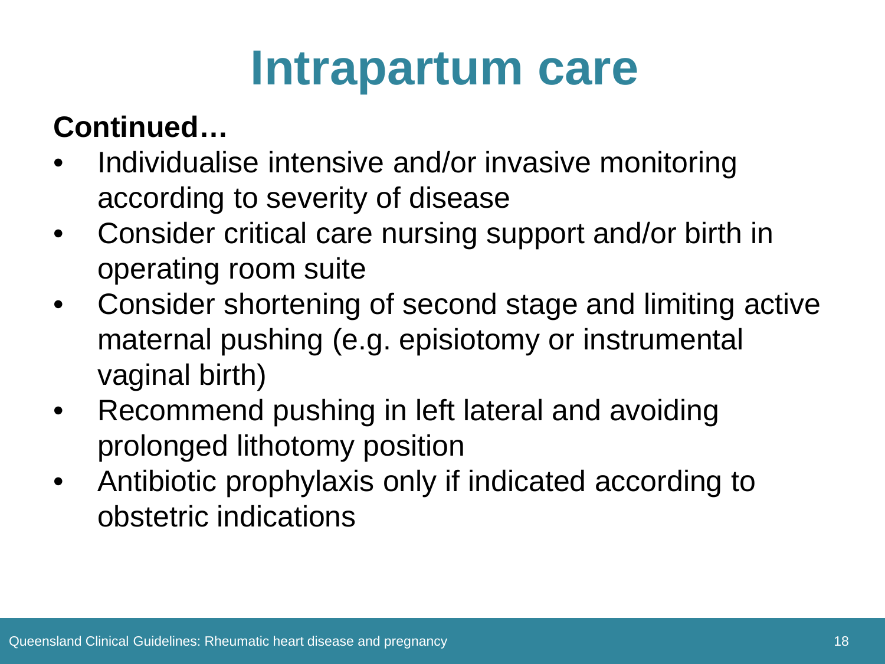# Intrapartum care

**Continued…**

- Individualise intensive and/or invasive monitoring according to severity of disease
- Consider critical care nursing support and/or birth in operating room suite
- Consider shortening of second stage and limiting active maternal pushing (e.g. episiotomy or instrumental vaginal birth)
- Recommend pushing in left lateral and avoiding prolonged lithotomy position
- Antibiotic prophylaxis only if indicated according to obstetric indications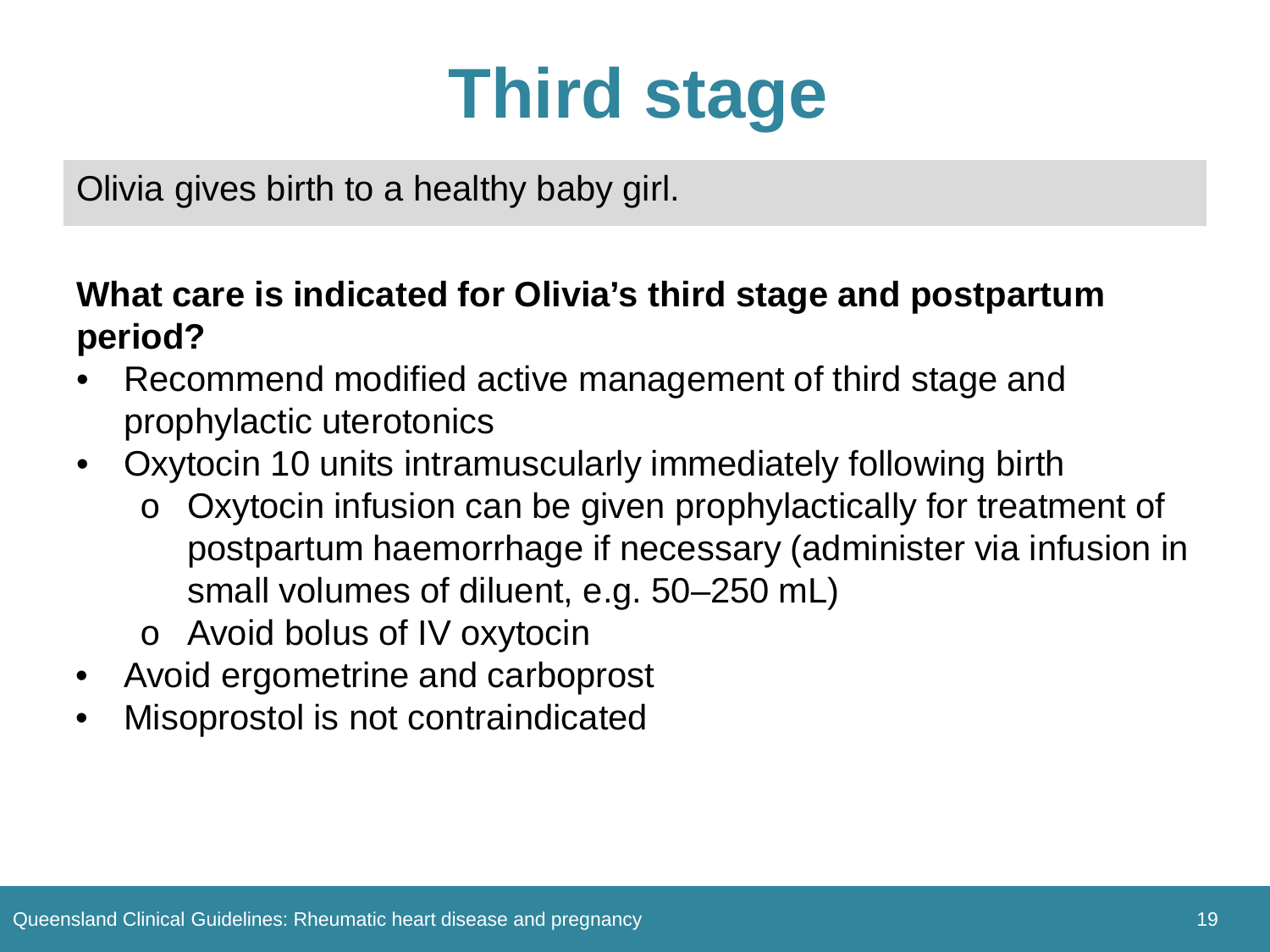# Third stage

Olivia gives birth to a healthy baby girl.

**What care is indicated for Olivia's third stage and postpartum period?**

- Recommend modified active management of third stage and prophylactic uterotonics
- Oxytocin 10 units intramuscularly immediately following birth
  - Oxytocin infusion can be given prophylactically for treatment of postpartum haemorrhage if necessary (administer via infusion in small volumes of diluent, e.g. 50–250 mL)
  - Avoid bolus of IV oxytocin
- Avoid ergometrine and carboprost
- Misoprostol is not contraindicated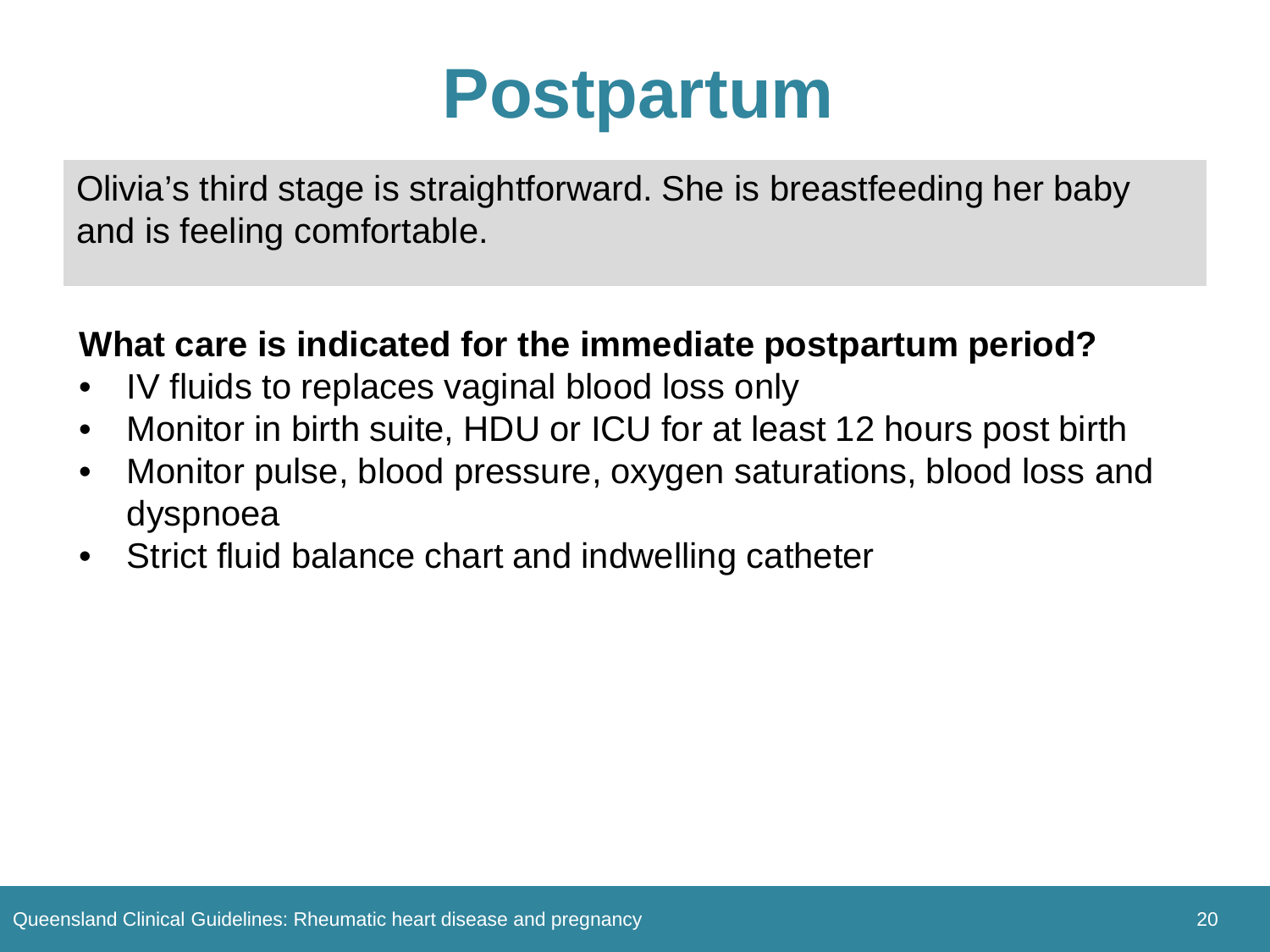# Postpartum

Olivia's third stage is straightforward. She is breastfeeding her baby and is feeling comfortable.

**What care is indicated for the immediate postpartum period?**

- IV fluids to replaces vaginal blood loss only
- Monitor in birth suite, HDU or ICU for at least 12 hours post birth
- Monitor pulse, blood pressure, oxygen saturations, blood loss and dyspnoea
- Strict fluid balance chart and indwelling catheter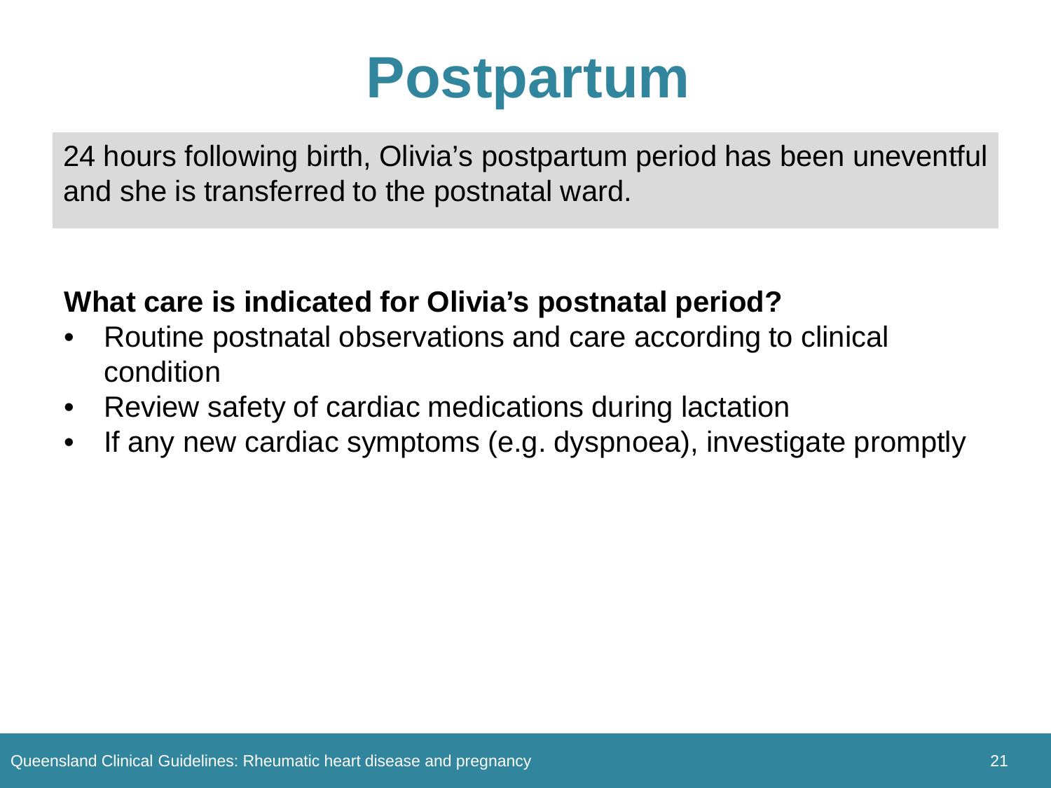# Postpartum

24 hours following birth, Olivia's postpartum period has been uneventful and she is transferred to the postnatal ward.

**What care is indicated for Olivia's postnatal period?**

- Routine postnatal observations and care according to clinical condition
- Review safety of cardiac medications during lactation
- If any new cardiac symptoms (e.g. dyspnoea), investigate promptly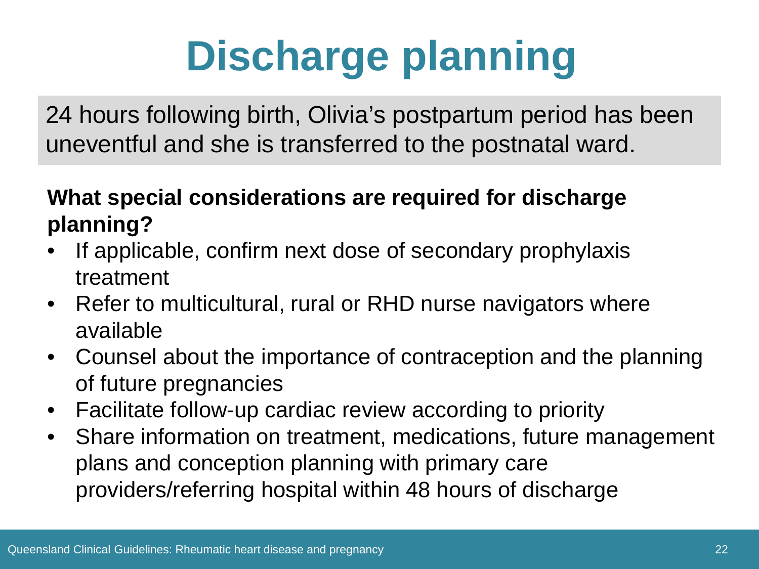# Discharge planning

24 hours following birth, Olivia's postpartum period has been uneventful and she is transferred to the postnatal ward.

**What special considerations are required for discharge planning?**

- If applicable, confirm next dose of secondary prophylaxis treatment
- Refer to multicultural, rural or RHD nurse navigators where available
- Counsel about the importance of contraception and the planning of future pregnancies
- Facilitate follow-up cardiac review according to priority
- Share information on treatment, medications, future management plans and conception planning with primary care providers/referring hospital within 48 hours of discharge